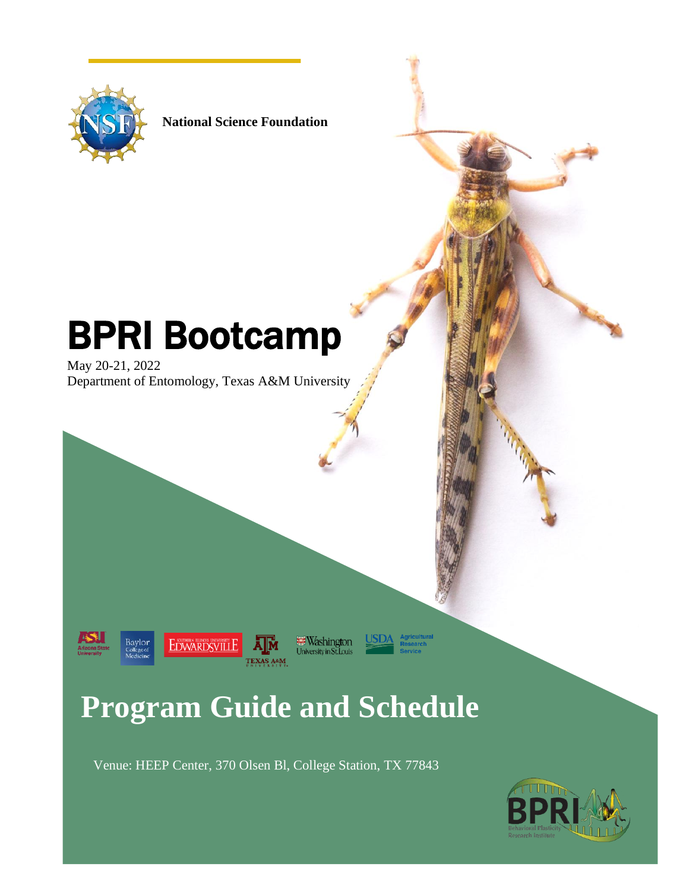National Science Foundation

# BPRI Bootcamp

May 20-21, 2022
Department of Entomology, Texas A&M University

## Program Guide and Schedule

Venue: HEEP Center, 370 Olsen Bl, College Station, TX 77843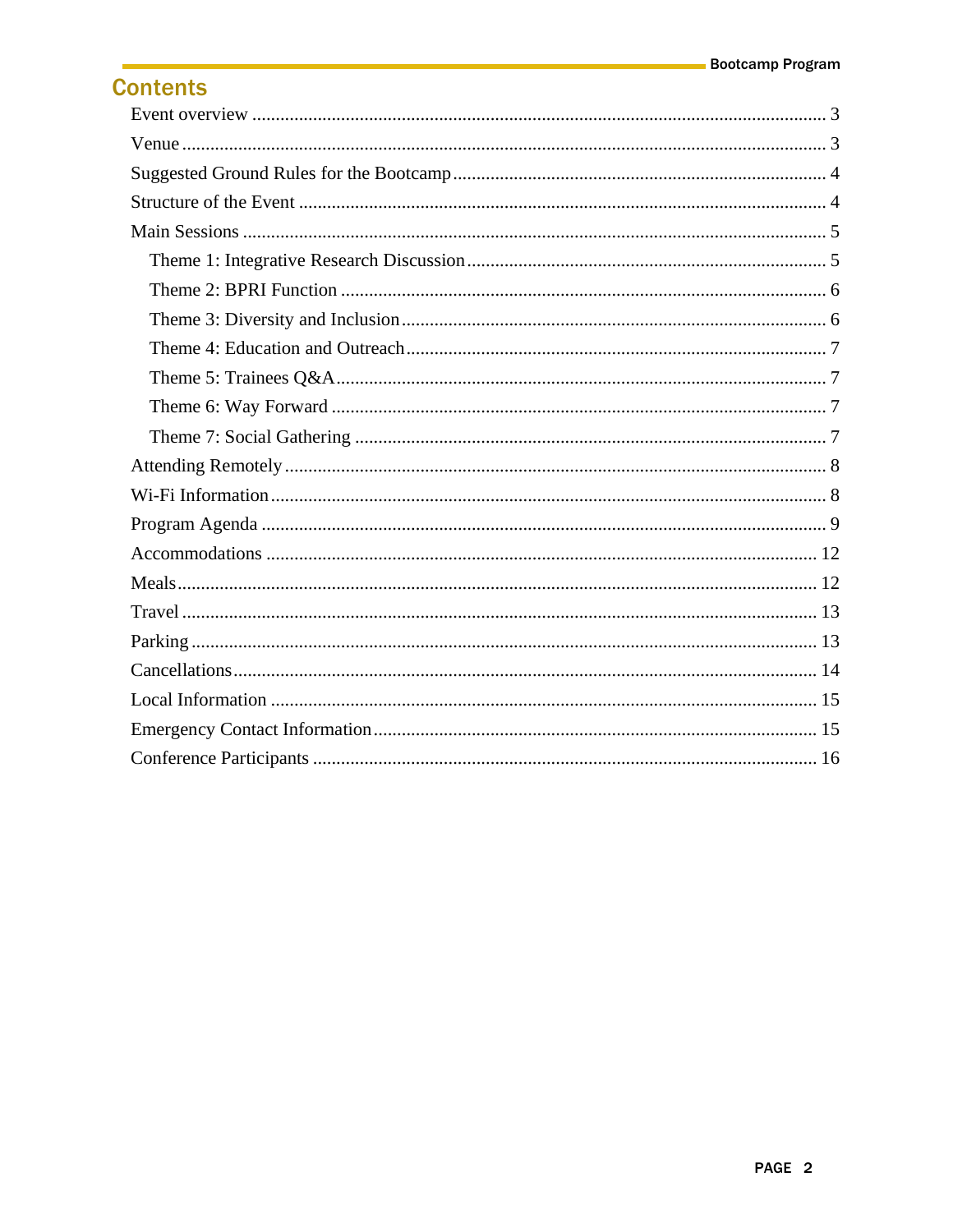## Contents

- Event overview ... 3
- Venue ... 3
- Suggested Ground Rules for the Bootcamp ... 4
- Structure of the Event ... 4
- Main Sessions ... 5
  - Theme 1: Integrative Research Discussion ... 5
  - Theme 2: BPRI Function ... 6
  - Theme 3: Diversity and Inclusion ... 6
  - Theme 4: Education and Outreach ... 7
  - Theme 5: Trainees Q&A ... 7
  - Theme 6: Way Forward ... 7
  - Theme 7: Social Gathering ... 7
- Attending Remotely ... 8
- Wi-Fi Information ... 8
- Program Agenda ... 9
- Accommodations ... 12
- Meals ... 12
- Travel ... 13
- Parking ... 13
- Cancellations ... 14
- Local Information ... 15
- Emergency Contact Information ... 15
- Conference Participants ... 16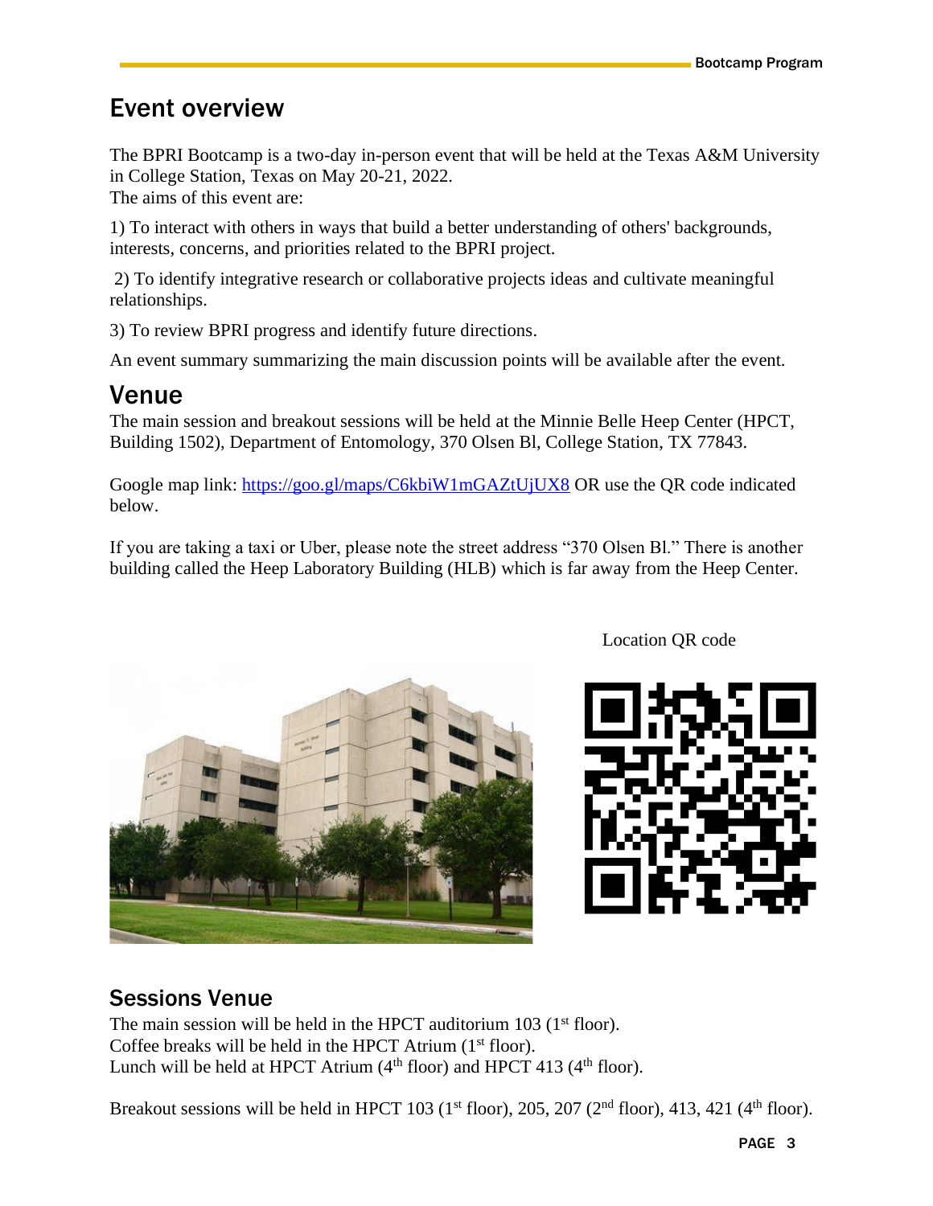## Event overview

The BPRI Bootcamp is a two-day in-person event that will be held at the Texas A&M University in College Station, Texas on May 20-21, 2022.
The aims of this event are:

1) To interact with others in ways that build a better understanding of others' backgrounds, interests, concerns, and priorities related to the BPRI project.

2) To identify integrative research or collaborative projects ideas and cultivate meaningful relationships.

3) To review BPRI progress and identify future directions.

An event summary summarizing the main discussion points will be available after the event.

## Venue

The main session and breakout sessions will be held at the Minnie Belle Heep Center (HPCT, Building 1502), Department of Entomology, 370 Olsen Bl, College Station, TX 77843.

Google map link: https://goo.gl/maps/C6kbiW1mGAZtUjUX8 OR use the QR code indicated below.

If you are taking a taxi or Uber, please note the street address "370 Olsen Bl." There is another building called the Heep Laboratory Building (HLB) which is far away from the Heep Center.

Location QR code

### Sessions Venue

The main session will be held in the HPCT auditorium 103 (1st floor).
Coffee breaks will be held in the HPCT Atrium (1st floor).
Lunch will be held at HPCT Atrium (4th floor) and HPCT 413 (4th floor).

Breakout sessions will be held in HPCT 103 (1st floor), 205, 207 (2nd floor), 413, 421 (4th floor).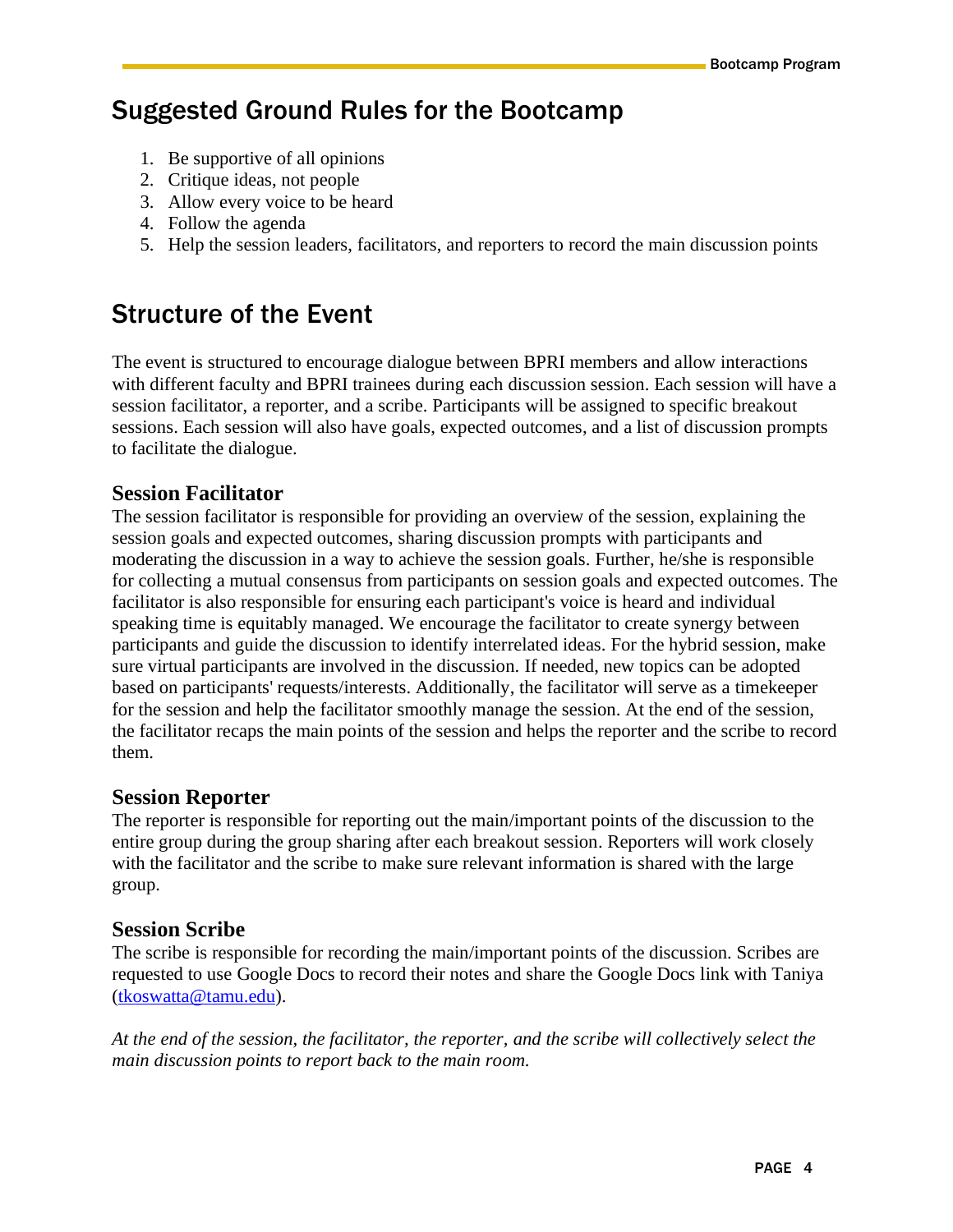## Suggested Ground Rules for the Bootcamp

1. Be supportive of all opinions
2. Critique ideas, not people
3. Allow every voice to be heard
4. Follow the agenda
5. Help the session leaders, facilitators, and reporters to record the main discussion points

## Structure of the Event

The event is structured to encourage dialogue between BPRI members and allow interactions with different faculty and BPRI trainees during each discussion session. Each session will have a session facilitator, a reporter, and a scribe. Participants will be assigned to specific breakout sessions. Each session will also have goals, expected outcomes, and a list of discussion prompts to facilitate the dialogue.

### Session Facilitator

The session facilitator is responsible for providing an overview of the session, explaining the session goals and expected outcomes, sharing discussion prompts with participants and moderating the discussion in a way to achieve the session goals. Further, he/she is responsible for collecting a mutual consensus from participants on session goals and expected outcomes. The facilitator is also responsible for ensuring each participant's voice is heard and individual speaking time is equitably managed. We encourage the facilitator to create synergy between participants and guide the discussion to identify interrelated ideas. For the hybrid session, make sure virtual participants are involved in the discussion. If needed, new topics can be adopted based on participants' requests/interests. Additionally, the facilitator will serve as a timekeeper for the session and help the facilitator smoothly manage the session. At the end of the session, the facilitator recaps the main points of the session and helps the reporter and the scribe to record them.

### Session Reporter

The reporter is responsible for reporting out the main/important points of the discussion to the entire group during the group sharing after each breakout session. Reporters will work closely with the facilitator and the scribe to make sure relevant information is shared with the large group.

### Session Scribe

The scribe is responsible for recording the main/important points of the discussion. Scribes are requested to use Google Docs to record their notes and share the Google Docs link with Taniya (tkoswatta@tamu.edu).

*At the end of the session, the facilitator, the reporter, and the scribe will collectively select the main discussion points to report back to the main room.*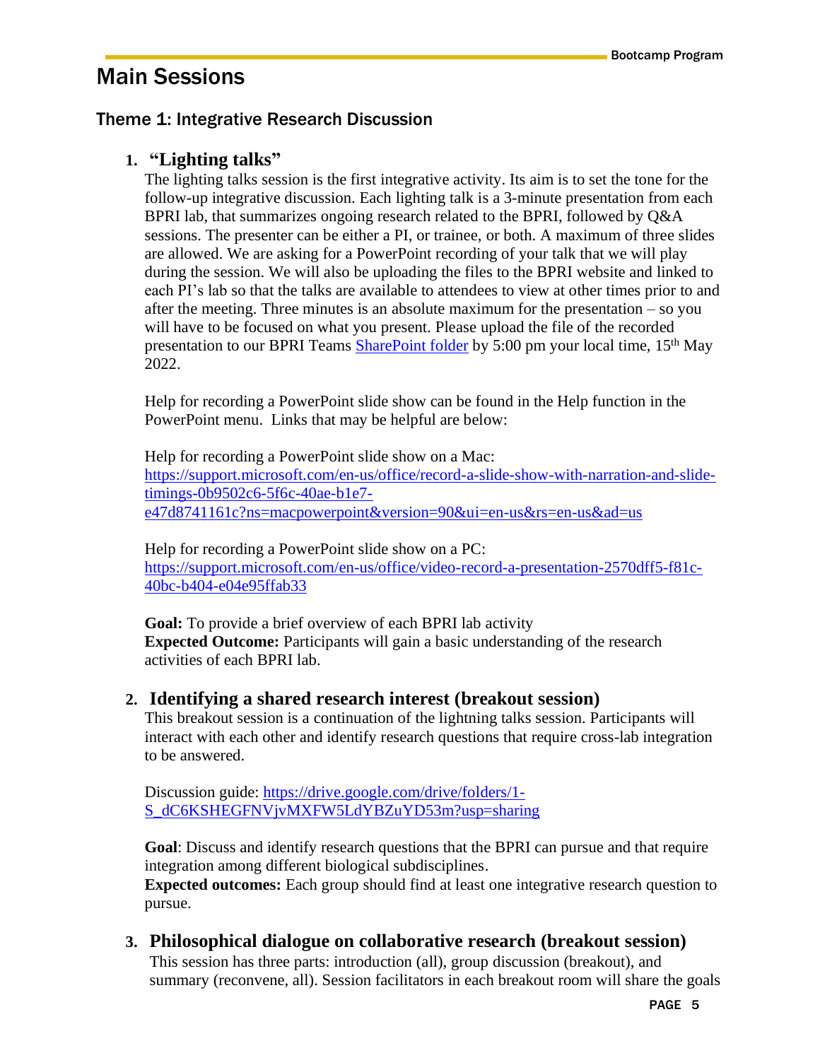# Main Sessions

## Theme 1: Integrative Research Discussion

### 1. "Lighting talks"

The lighting talks session is the first integrative activity. Its aim is to set the tone for the follow-up integrative discussion. Each lighting talk is a 3-minute presentation from each BPRI lab, that summarizes ongoing research related to the BPRI, followed by Q&A sessions. The presenter can be either a PI, or trainee, or both. A maximum of three slides are allowed. We are asking for a PowerPoint recording of your talk that we will play during the session. We will also be uploading the files to the BPRI website and linked to each PI's lab so that the talks are available to attendees to view at other times prior to and after the meeting. Three minutes is an absolute maximum for the presentation – so you will have to be focused on what you present. Please upload the file of the recorded presentation to our BPRI Teams SharePoint folder by 5:00 pm your local time, 15th May 2022.

Help for recording a PowerPoint slide show can be found in the Help function in the PowerPoint menu. Links that may be helpful are below:

Help for recording a PowerPoint slide show on a Mac:
https://support.microsoft.com/en-us/office/record-a-slide-show-with-narration-and-slide-timings-0b9502c6-5f6c-40ae-b1e7-e47d8741161c?ns=macpowerpoint&version=90&ui=en-us&rs=en-us&ad=us

Help for recording a PowerPoint slide show on a PC:
https://support.microsoft.com/en-us/office/video-record-a-presentation-2570dff5-f81c-40bc-b404-e04e95ffab33

**Goal:** To provide a brief overview of each BPRI lab activity
**Expected Outcome:** Participants will gain a basic understanding of the research activities of each BPRI lab.

### 2. Identifying a shared research interest (breakout session)

This breakout session is a continuation of the lightning talks session. Participants will interact with each other and identify research questions that require cross-lab integration to be answered.

Discussion guide: https://drive.google.com/drive/folders/1-S_dC6KSHEGFNVjvMXFW5LdYBZuYD53m?usp=sharing

**Goal**: Discuss and identify research questions that the BPRI can pursue and that require integration among different biological subdisciplines.
**Expected outcomes:** Each group should find at least one integrative research question to pursue.

### 3. Philosophical dialogue on collaborative research (breakout session)

This session has three parts: introduction (all), group discussion (breakout), and summary (reconvene, all). Session facilitators in each breakout room will share the goals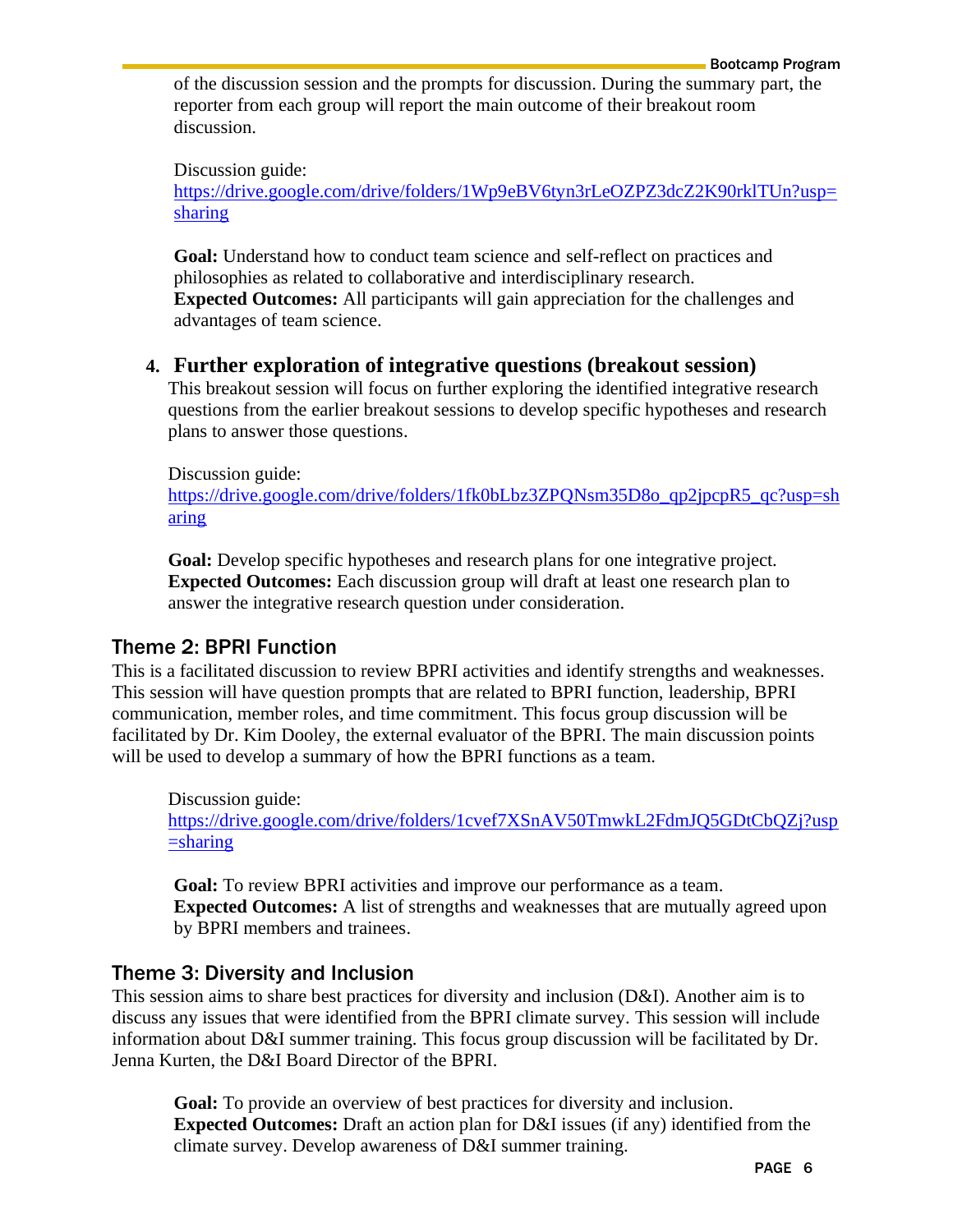of the discussion session and the prompts for discussion. During the summary part, the reporter from each group will report the main outcome of their breakout room discussion.

Discussion guide: [https://drive.google.com/drive/folders/1Wp9eBV6tyn3rLeOZPZ3dcZ2K90rklTUn?usp=sharing](https://drive.google.com/drive/folders/1Wp9eBV6tyn3rLeOZPZ3dcZ2K90rklTUn?usp=sharing)

**Goal:** Understand how to conduct team science and self-reflect on practices and philosophies as related to collaborative and interdisciplinary research.
**Expected Outcomes:** All participants will gain appreciation for the challenges and advantages of team science.

### 4. Further exploration of integrative questions (breakout session)

This breakout session will focus on further exploring the identified integrative research questions from the earlier breakout sessions to develop specific hypotheses and research plans to answer those questions.

Discussion guide: [https://drive.google.com/drive/folders/1fk0bLbz3ZPQNsm35D8o_qp2jpcpR5_qc?usp=sharing](https://drive.google.com/drive/folders/1fk0bLbz3ZPQNsm35D8o_qp2jpcpR5_qc?usp=sharing)

**Goal:** Develop specific hypotheses and research plans for one integrative project.
**Expected Outcomes:** Each discussion group will draft at least one research plan to answer the integrative research question under consideration.

## Theme 2: BPRI Function

This is a facilitated discussion to review BPRI activities and identify strengths and weaknesses. This session will have question prompts that are related to BPRI function, leadership, BPRI communication, member roles, and time commitment. This focus group discussion will be facilitated by Dr. Kim Dooley, the external evaluator of the BPRI. The main discussion points will be used to develop a summary of how the BPRI functions as a team.

Discussion guide: [https://drive.google.com/drive/folders/1cvef7XSnAV50TmwkL2FdmJQ5GDtCbQZj?usp=sharing](https://drive.google.com/drive/folders/1cvef7XSnAV50TmwkL2FdmJQ5GDtCbQZj?usp=sharing)

**Goal:** To review BPRI activities and improve our performance as a team.
**Expected Outcomes:** A list of strengths and weaknesses that are mutually agreed upon by BPRI members and trainees.

## Theme 3: Diversity and Inclusion

This session aims to share best practices for diversity and inclusion (D&I). Another aim is to discuss any issues that were identified from the BPRI climate survey. This session will include information about D&I summer training. This focus group discussion will be facilitated by Dr. Jenna Kurten, the D&I Board Director of the BPRI.

**Goal:** To provide an overview of best practices for diversity and inclusion.
**Expected Outcomes:** Draft an action plan for D&I issues (if any) identified from the climate survey. Develop awareness of D&I summer training.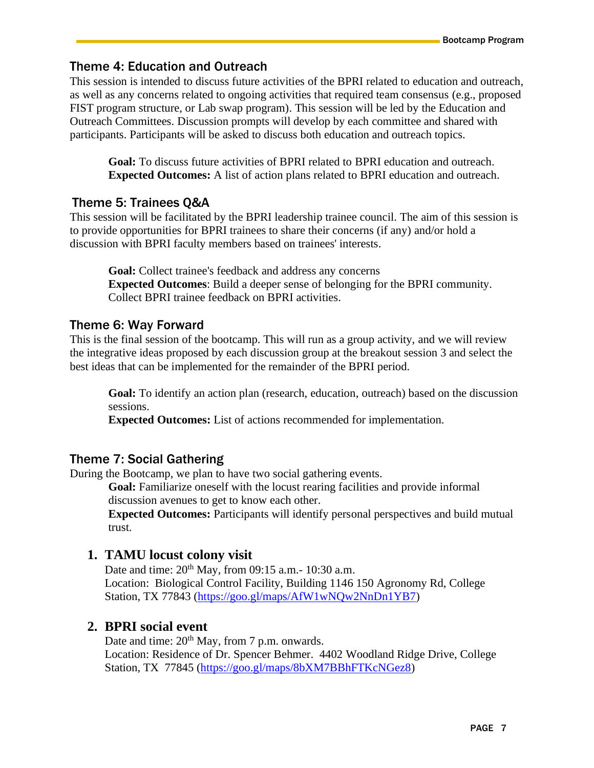## Theme 4: Education and Outreach

This session is intended to discuss future activities of the BPRI related to education and outreach, as well as any concerns related to ongoing activities that required team consensus (e.g., proposed FIST program structure, or Lab swap program). This session will be led by the Education and Outreach Committees. Discussion prompts will develop by each committee and shared with participants. Participants will be asked to discuss both education and outreach topics.

> **Goal:** To discuss future activities of BPRI related to BPRI education and outreach.
> **Expected Outcomes:** A list of action plans related to BPRI education and outreach.

## Theme 5: Trainees Q&A

This session will be facilitated by the BPRI leadership trainee council. The aim of this session is to provide opportunities for BPRI trainees to share their concerns (if any) and/or hold a discussion with BPRI faculty members based on trainees' interests.

> **Goal:** Collect trainee's feedback and address any concerns
> **Expected Outcomes**: Build a deeper sense of belonging for the BPRI community. Collect BPRI trainee feedback on BPRI activities.

## Theme 6: Way Forward

This is the final session of the bootcamp. This will run as a group activity, and we will review the integrative ideas proposed by each discussion group at the breakout session 3 and select the best ideas that can be implemented for the remainder of the BPRI period.

> **Goal:** To identify an action plan (research, education, outreach) based on the discussion sessions.
> **Expected Outcomes:** List of actions recommended for implementation.

## Theme 7: Social Gathering

During the Bootcamp, we plan to have two social gathering events.

> **Goal:** Familiarize oneself with the locust rearing facilities and provide informal discussion avenues to get to know each other.
> **Expected Outcomes:** Participants will identify personal perspectives and build mutual trust.

### 1. TAMU locust colony visit

Date and time: 20th May, from 09:15 a.m.- 10:30 a.m.
Location: Biological Control Facility, Building 1146 150 Agronomy Rd, College Station, TX 77843 (https://goo.gl/maps/AfW1wNQw2NnDn1YB7)

### 2. BPRI social event

Date and time: 20th May, from 7 p.m. onwards.
Location: Residence of Dr. Spencer Behmer. 4402 Woodland Ridge Drive, College Station, TX 77845 (https://goo.gl/maps/8bXM7BBhFTKcNGez8)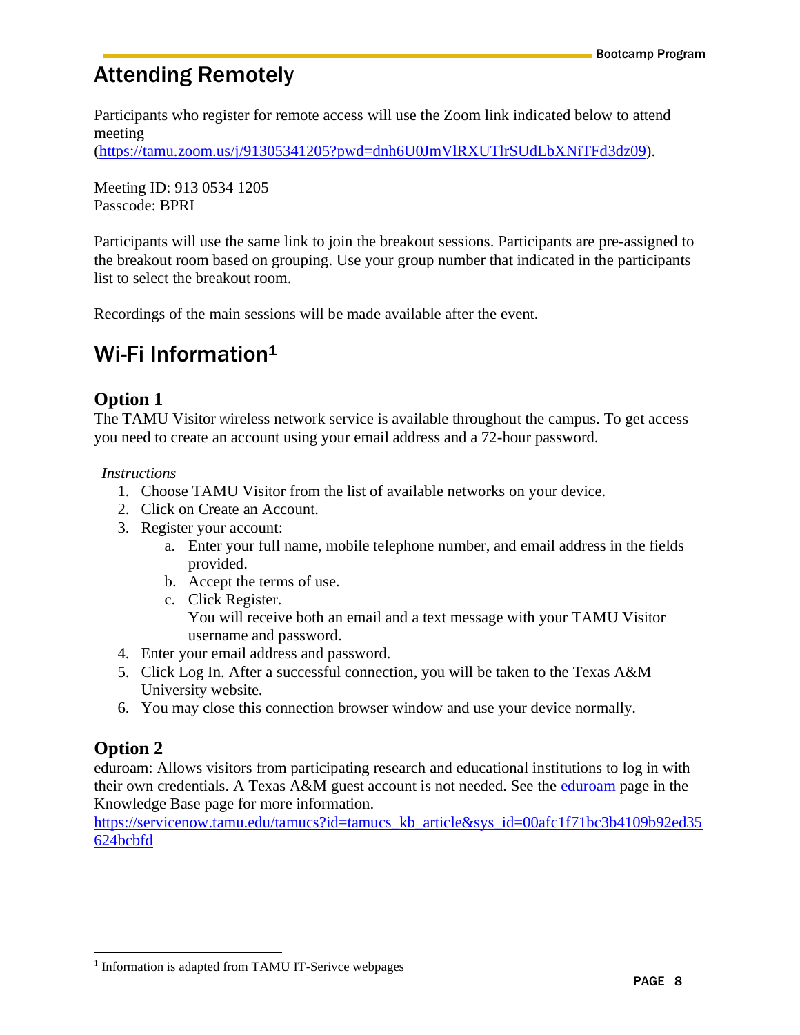# Attending Remotely

Participants who register for remote access will use the Zoom link indicated below to attend meeting (https://tamu.zoom.us/j/91305341205?pwd=dnh6U0JmVlRXUTlrSUdLbXNiTFd3dz09).

Meeting ID: 913 0534 1205
Passcode: BPRI

Participants will use the same link to join the breakout sessions. Participants are pre-assigned to the breakout room based on grouping. Use your group number that indicated in the participants list to select the breakout room.

Recordings of the main sessions will be made available after the event.

# Wi-Fi Information[1]

## Option 1

The TAMU Visitor wireless network service is available throughout the campus. To get access you need to create an account using your email address and a 72-hour password.

*Instructions*

1. Choose TAMU Visitor from the list of available networks on your device.
2. Click on Create an Account.
3. Register your account:
   a. Enter your full name, mobile telephone number, and email address in the fields provided.
   b. Accept the terms of use.
   c. Click Register.
      You will receive both an email and a text message with your TAMU Visitor username and password.
4. Enter your email address and password.
5. Click Log In. After a successful connection, you will be taken to the Texas A&M University website.
6. You may close this connection browser window and use your device normally.

## Option 2

eduroam: Allows visitors from participating research and educational institutions to log in with their own credentials. A Texas A&M guest account is not needed. See the eduroam page in the Knowledge Base page for more information.
https://servicenow.tamu.edu/tamucs?id=tamucs_kb_article&sys_id=00afc1f71bc3b4109b92ed35624bcbfd

[1] Information is adapted from TAMU IT-Serivce webpages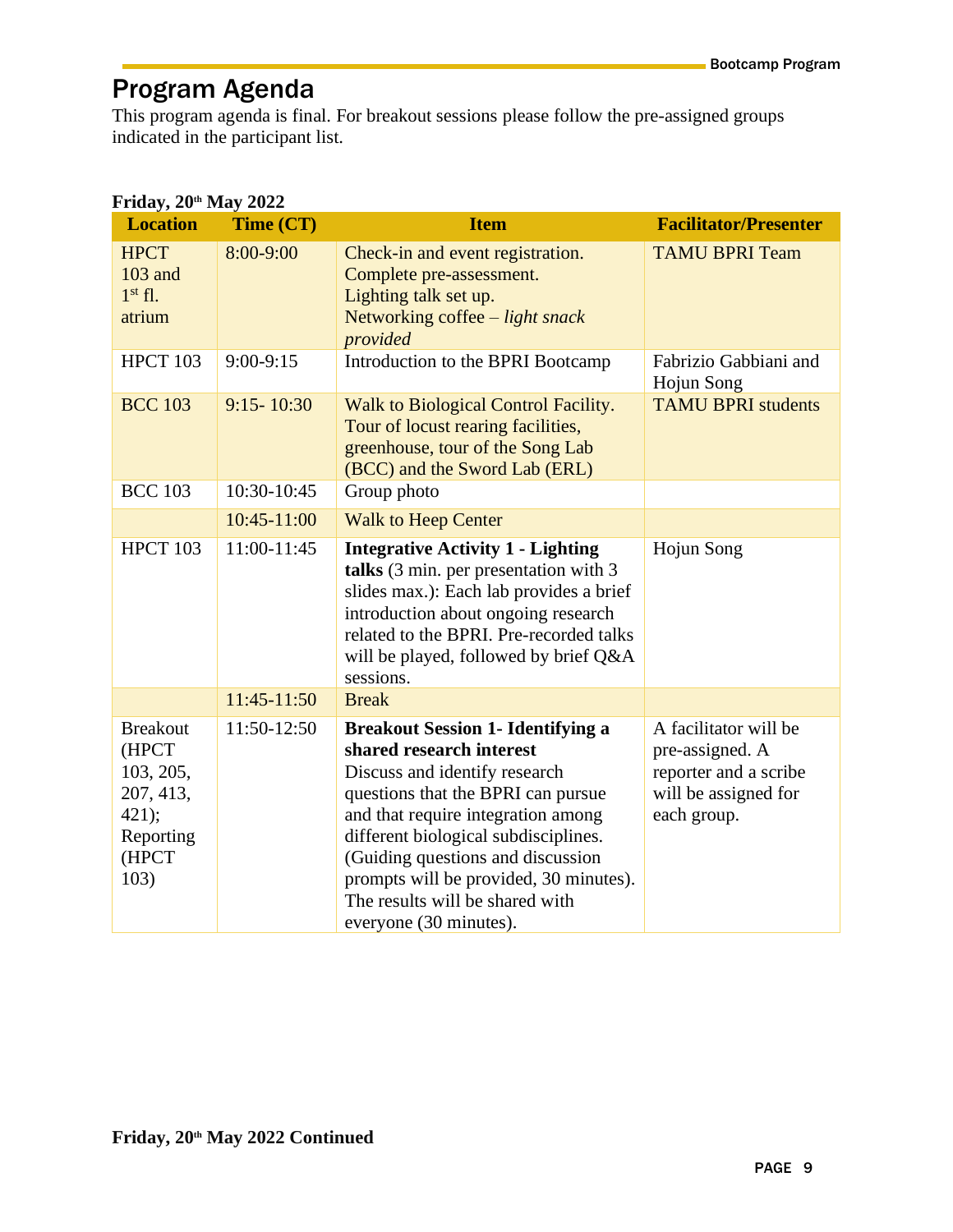# Program Agenda

This program agenda is final. For breakout sessions please follow the pre-assigned groups indicated in the participant list.

**Friday, 20th May 2022**

| Location | Time (CT) | Item | Facilitator/Presenter |
|---|---|---|---|
| HPCT 103 and 1st fl. atrium | 8:00-9:00 | Check-in and event registration. Complete pre-assessment. Lighting talk set up. Networking coffee – *light snack provided* | TAMU BPRI Team |
| HPCT 103 | 9:00-9:15 | Introduction to the BPRI Bootcamp | Fabrizio Gabbiani and Hojun Song |
| BCC 103 | 9:15- 10:30 | Walk to Biological Control Facility. Tour of locust rearing facilities, greenhouse, tour of the Song Lab (BCC) and the Sword Lab (ERL) | TAMU BPRI students |
| BCC 103 | 10:30-10:45 | Group photo | |
| | 10:45-11:00 | Walk to Heep Center | |
| HPCT 103 | 11:00-11:45 | **Integrative Activity 1 - Lighting talks** (3 min. per presentation with 3 slides max.): Each lab provides a brief introduction about ongoing research related to the BPRI. Pre-recorded talks will be played, followed by brief Q&A sessions. | Hojun Song |
| | 11:45-11:50 | Break | |
| Breakout (HPCT 103, 205, 207, 413, 421); Reporting (HPCT 103) | 11:50-12:50 | **Breakout Session 1- Identifying a shared research interest** Discuss and identify research questions that the BPRI can pursue and that require integration among different biological subdisciplines. (Guiding questions and discussion prompts will be provided, 30 minutes). The results will be shared with everyone (30 minutes). | A facilitator will be pre-assigned. A reporter and a scribe will be assigned for each group. |

**Friday, 20th May 2022 Continued**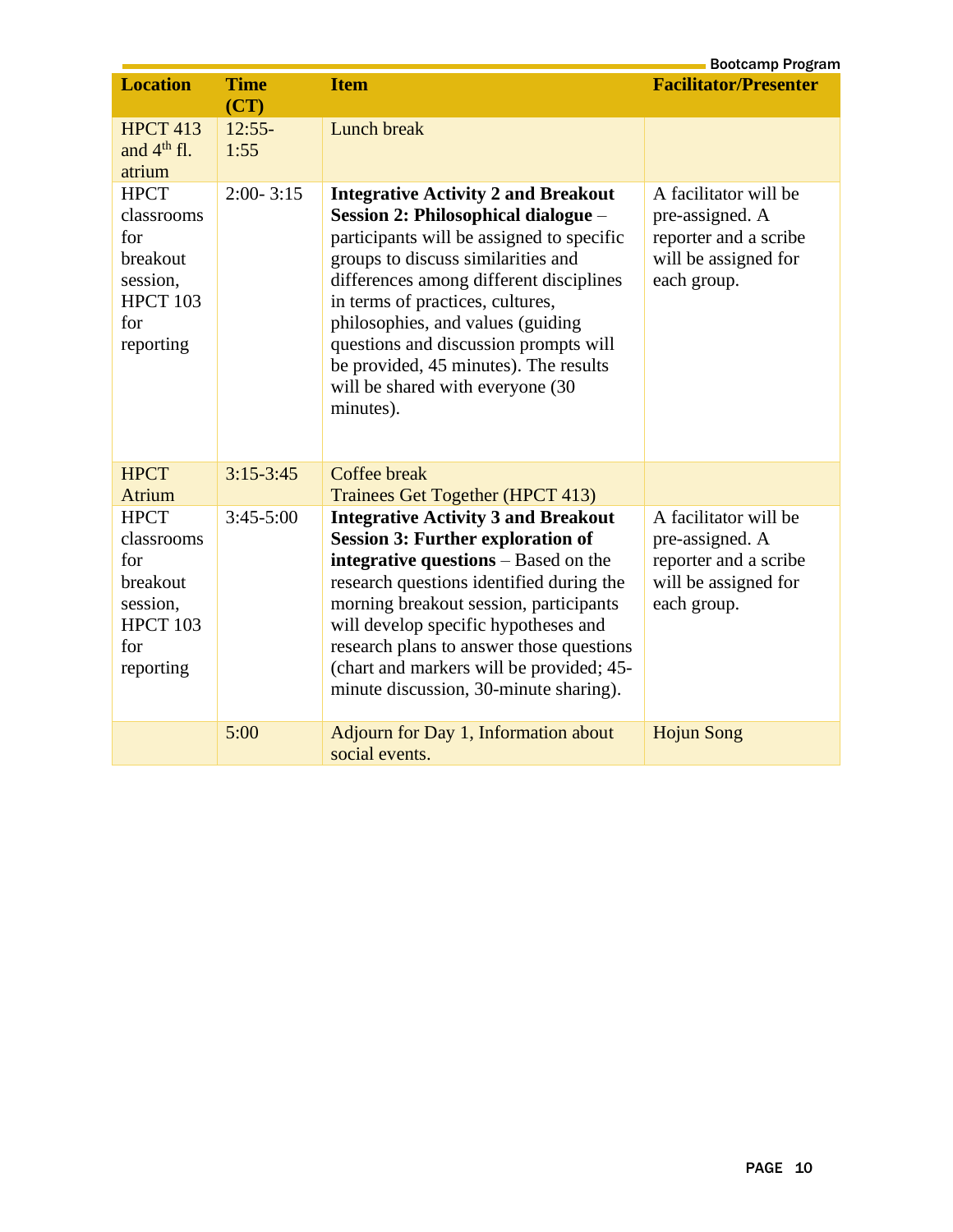| Location | Time (CT) | Item | Facilitator/Presenter |
|---|---|---|---|
| HPCT 413 and 4th fl. atrium | 12:55-1:55 | Lunch break | |
| HPCT classrooms for breakout session, HPCT 103 for reporting | 2:00- 3:15 | **Integrative Activity 2 and Breakout Session 2: Philosophical dialogue** – participants will be assigned to specific groups to discuss similarities and differences among different disciplines in terms of practices, cultures, philosophies, and values (guiding questions and discussion prompts will be provided, 45 minutes). The results will be shared with everyone (30 minutes). | A facilitator will be pre-assigned. A reporter and a scribe will be assigned for each group. |
| HPCT Atrium | 3:15-3:45 | Coffee break<br>Trainees Get Together (HPCT 413) | |
| HPCT classrooms for breakout session, HPCT 103 for reporting | 3:45-5:00 | **Integrative Activity 3 and Breakout Session 3: Further exploration of integrative questions** – Based on the research questions identified during the morning breakout session, participants will develop specific hypotheses and research plans to answer those questions (chart and markers will be provided; 45-minute discussion, 30-minute sharing). | A facilitator will be pre-assigned. A reporter and a scribe will be assigned for each group. |
| | 5:00 | Adjourn for Day 1, Information about social events. | Hojun Song |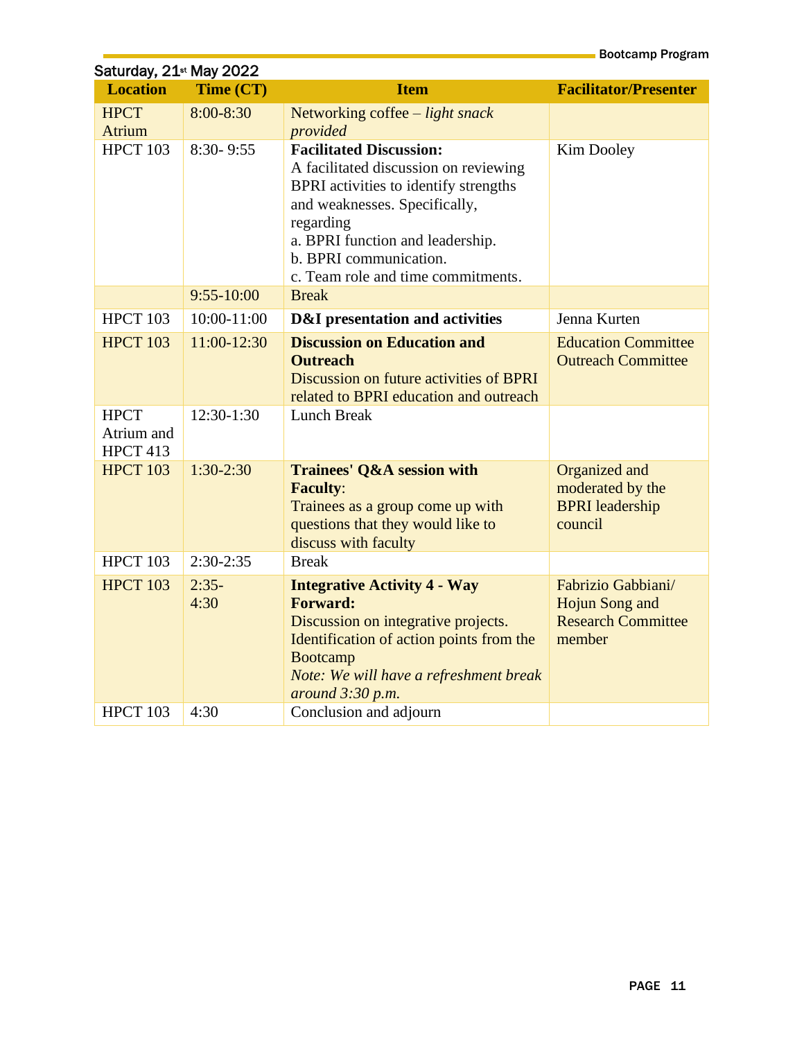Saturday, 21st May 2022

| Location | Time (CT) | Item | Facilitator/Presenter |
|---|---|---|---|
| HPCT Atrium | 8:00-8:30 | Networking coffee – *light snack provided* | |
| HPCT 103 | 8:30- 9:55 | **Facilitated Discussion:** A facilitated discussion on reviewing BPRI activities to identify strengths and weaknesses. Specifically, regarding a. BPRI function and leadership. b. BPRI communication. c. Team role and time commitments. | Kim Dooley |
| | 9:55-10:00 | Break | |
| HPCT 103 | 10:00-11:00 | **D&I presentation and activities** | Jenna Kurten |
| HPCT 103 | 11:00-12:30 | **Discussion on Education and Outreach** Discussion on future activities of BPRI related to BPRI education and outreach | Education Committee Outreach Committee |
| HPCT Atrium and HPCT 413 | 12:30-1:30 | Lunch Break | |
| HPCT 103 | 1:30-2:30 | **Trainees' Q&A session with Faculty**: Trainees as a group come up with questions that they would like to discuss with faculty | Organized and moderated by the BPRI leadership council |
| HPCT 103 | 2:30-2:35 | Break | |
| HPCT 103 | 2:35-4:30 | **Integrative Activity 4 - Way Forward:** Discussion on integrative projects. Identification of action points from the Bootcamp *Note: We will have a refreshment break around 3:30 p.m.* | Fabrizio Gabbiani/ Hojun Song and Research Committee member |
| HPCT 103 | 4:30 | Conclusion and adjourn | |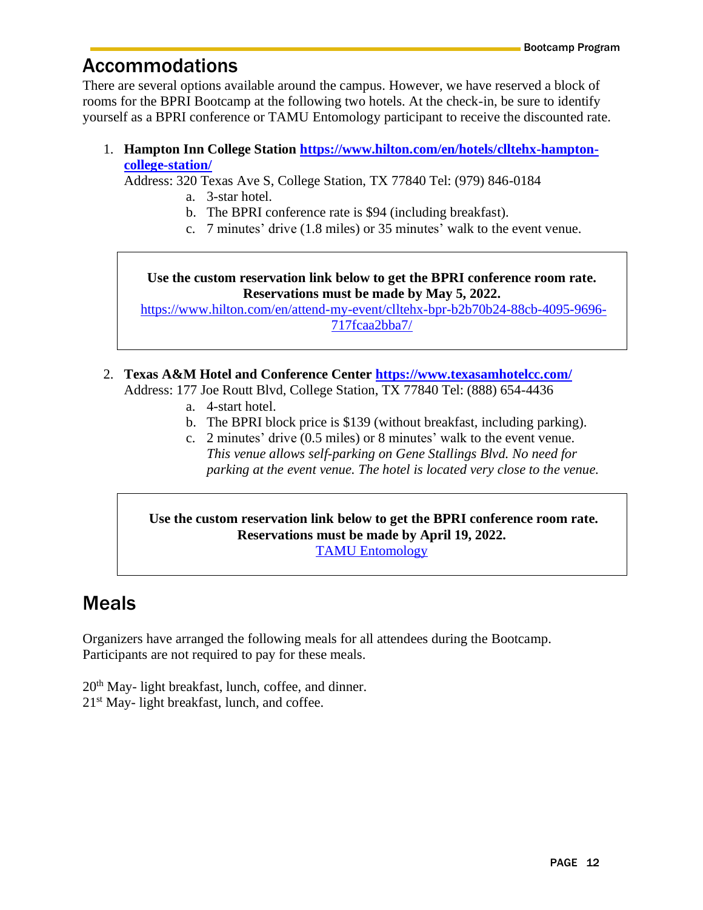## Accommodations

There are several options available around the campus. However, we have reserved a block of rooms for the BPRI Bootcamp at the following two hotels. At the check-in, be sure to identify yourself as a BPRI conference or TAMU Entomology participant to receive the discounted rate.

1. **Hampton Inn College Station** **https://www.hilton.com/en/hotels/clltehx-hampton-college-station/**
   Address: 320 Texas Ave S, College Station, TX 77840 Tel: (979) 846-0184
   a. 3-star hotel.
   b. The BPRI conference rate is $94 (including breakfast).
   c. 7 minutes' drive (1.8 miles) or 35 minutes' walk to the event venue.

> **Use the custom reservation link below to get the BPRI conference room rate. Reservations must be made by May 5, 2022.**
> https://www.hilton.com/en/attend-my-event/clltehx-bpr-b2b70b24-88cb-4095-9696-717fcaa2bba7/

2. **Texas A&M Hotel and Conference Center** **https://www.texasamhotelcc.com/**
   Address: 177 Joe Routt Blvd, College Station, TX 77840 Tel: (888) 654-4436
   a. 4-start hotel.
   b. The BPRI block price is $139 (without breakfast, including parking).
   c. 2 minutes' drive (0.5 miles) or 8 minutes' walk to the event venue. *This venue allows self-parking on Gene Stallings Blvd. No need for parking at the event venue. The hotel is located very close to the venue.*

> **Use the custom reservation link below to get the BPRI conference room rate. Reservations must be made by April 19, 2022.**
> TAMU Entomology

## Meals

Organizers have arranged the following meals for all attendees during the Bootcamp. Participants are not required to pay for these meals.

20th May- light breakfast, lunch, coffee, and dinner.
21st May- light breakfast, lunch, and coffee.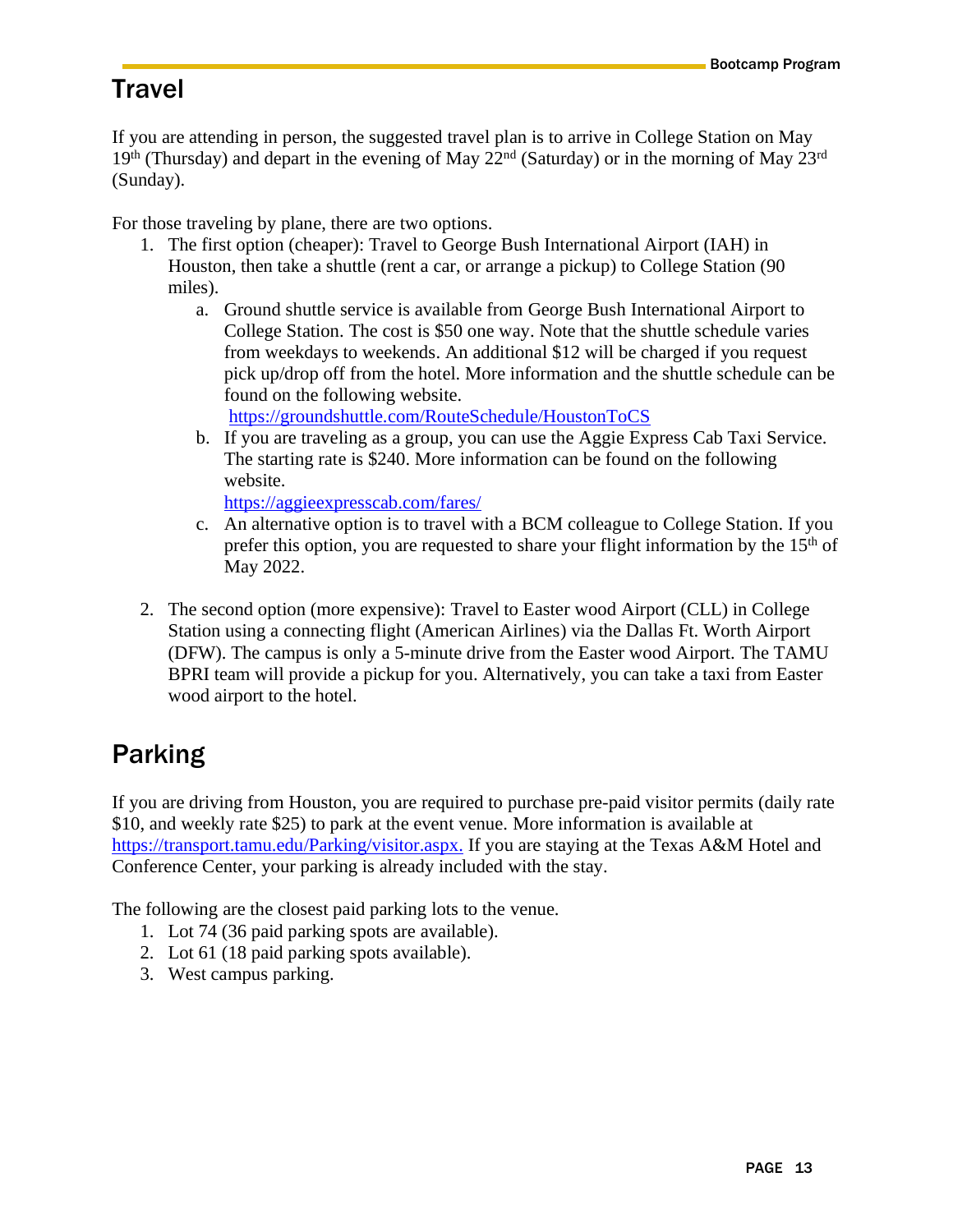## Travel

If you are attending in person, the suggested travel plan is to arrive in College Station on May 19th (Thursday) and depart in the evening of May 22nd (Saturday) or in the morning of May 23rd (Sunday).

For those traveling by plane, there are two options.

1. The first option (cheaper): Travel to George Bush International Airport (IAH) in Houston, then take a shuttle (rent a car, or arrange a pickup) to College Station (90 miles).
    a. Ground shuttle service is available from George Bush International Airport to College Station. The cost is $50 one way. Note that the shuttle schedule varies from weekdays to weekends. An additional $12 will be charged if you request pick up/drop off from the hotel. More information and the shuttle schedule can be found on the following website. https://groundshuttle.com/RouteSchedule/HoustonToCS
    b. If you are traveling as a group, you can use the Aggie Express Cab Taxi Service. The starting rate is $240. More information can be found on the following website. https://aggieexpresscab.com/fares/
    c. An alternative option is to travel with a BCM colleague to College Station. If you prefer this option, you are requested to share your flight information by the 15th of May 2022.

2. The second option (more expensive): Travel to Easter wood Airport (CLL) in College Station using a connecting flight (American Airlines) via the Dallas Ft. Worth Airport (DFW). The campus is only a 5-minute drive from the Easter wood Airport. The TAMU BPRI team will provide a pickup for you. Alternatively, you can take a taxi from Easter wood airport to the hotel.

## Parking

If you are driving from Houston, you are required to purchase pre-paid visitor permits (daily rate $10, and weekly rate $25) to park at the event venue. More information is available at https://transport.tamu.edu/Parking/visitor.aspx. If you are staying at the Texas A&M Hotel and Conference Center, your parking is already included with the stay.

The following are the closest paid parking lots to the venue.

1. Lot 74 (36 paid parking spots are available).
2. Lot 61 (18 paid parking spots available).
3. West campus parking.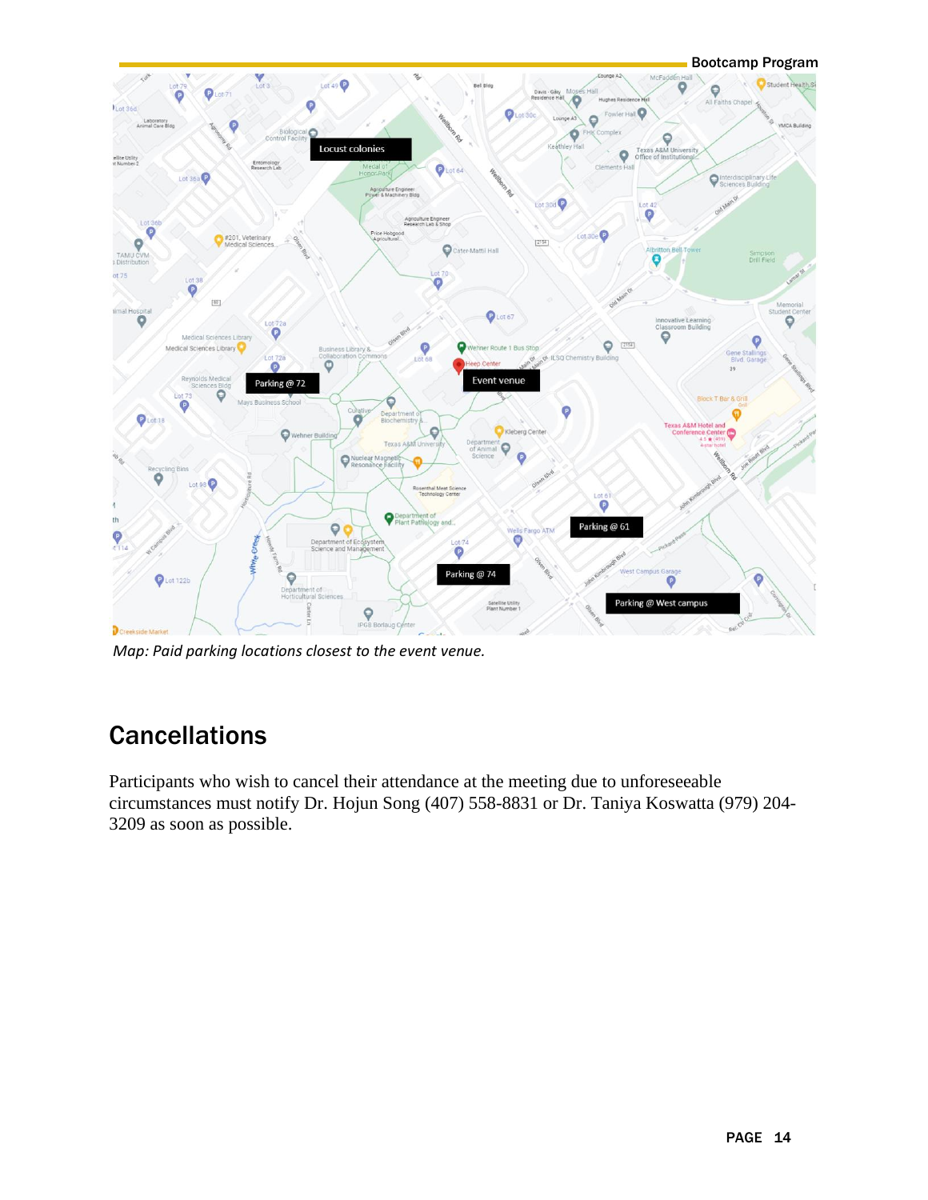*Map: Paid parking locations closest to the event venue.*

## Cancellations

Participants who wish to cancel their attendance at the meeting due to unforeseeable circumstances must notify Dr. Hojun Song (407) 558-8831 or Dr. Taniya Koswatta (979) 204-3209 as soon as possible.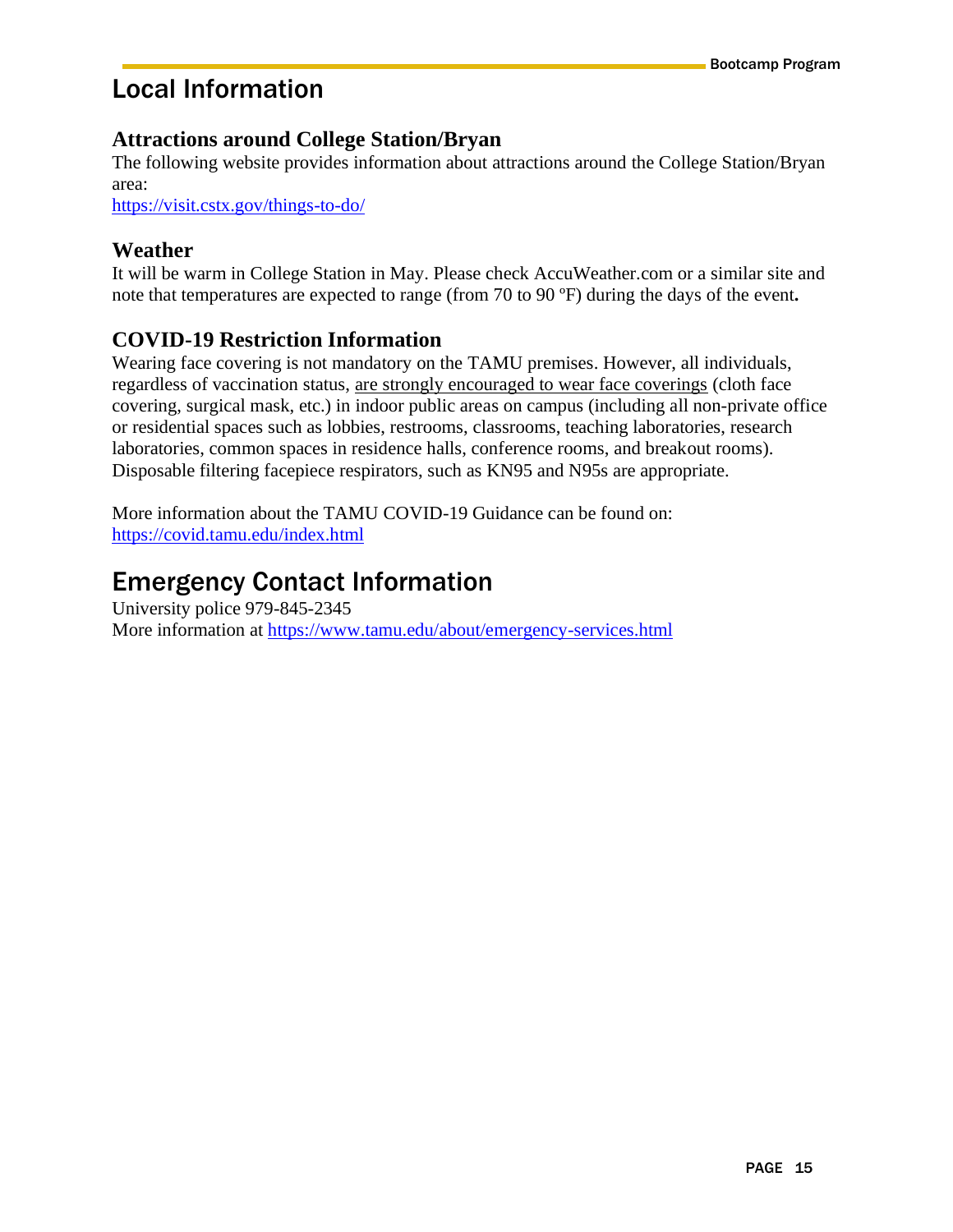# Local Information

## Attractions around College Station/Bryan

The following website provides information about attractions around the College Station/Bryan area:
https://visit.cstx.gov/things-to-do/

## Weather

It will be warm in College Station in May. Please check AccuWeather.com or a similar site and note that temperatures are expected to range (from 70 to 90 ºF) during the days of the event**.**

## COVID-19 Restriction Information

Wearing face covering is not mandatory on the TAMU premises. However, all individuals, regardless of vaccination status, are strongly encouraged to wear face coverings (cloth face covering, surgical mask, etc.) in indoor public areas on campus (including all non-private office or residential spaces such as lobbies, restrooms, classrooms, teaching laboratories, research laboratories, common spaces in residence halls, conference rooms, and breakout rooms). Disposable filtering facepiece respirators, such as KN95 and N95s are appropriate.

More information about the TAMU COVID-19 Guidance can be found on:
https://covid.tamu.edu/index.html

# Emergency Contact Information

University police 979-845-2345
More information at https://www.tamu.edu/about/emergency-services.html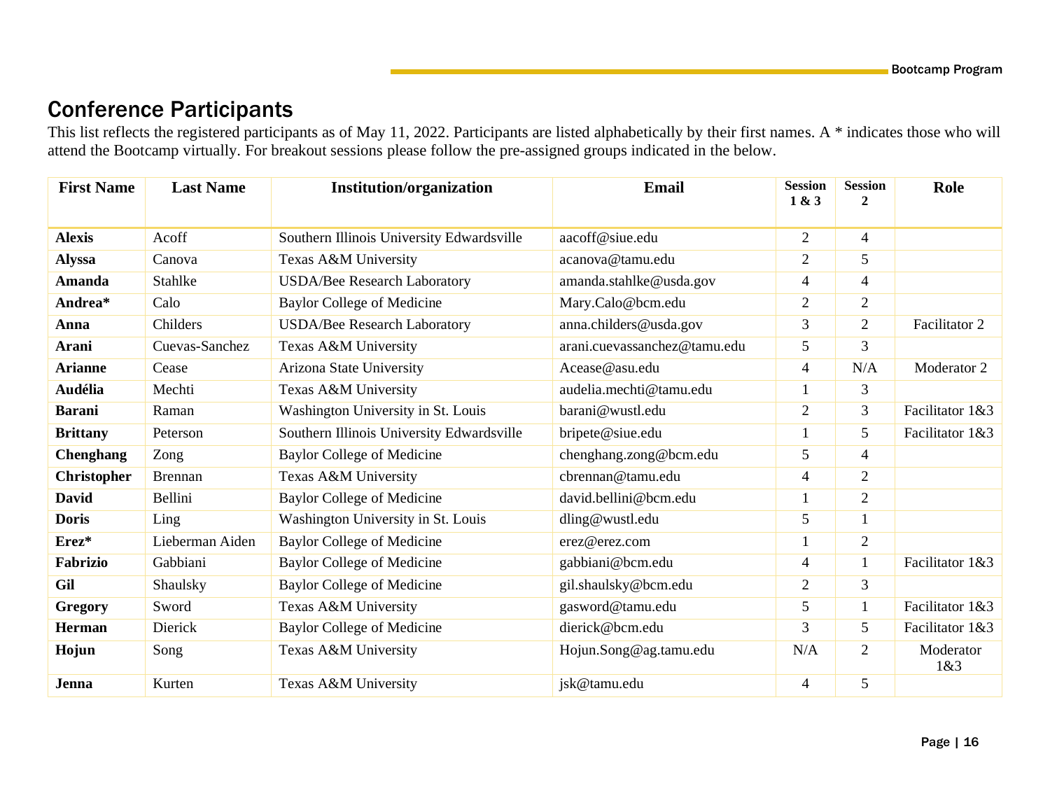## Conference Participants

This list reflects the registered participants as of May 11, 2022. Participants are listed alphabetically by their first names. A * indicates those who will attend the Bootcamp virtually. For breakout sessions please follow the pre-assigned groups indicated in the below.

| First Name | Last Name | Institution/organization | Email | Session 1 & 3 | Session 2 | Role |
|---|---|---|---|---|---|---|
| **Alexis** | Acoff | Southern Illinois University Edwardsville | aacoff@siue.edu | 2 | 4 | |
| **Alyssa** | Canova | Texas A&M University | acanova@tamu.edu | 2 | 5 | |
| **Amanda** | Stahlke | USDA/Bee Research Laboratory | amanda.stahlke@usda.gov | 4 | 4 | |
| **Andrea*** | Calo | Baylor College of Medicine | Mary.Calo@bcm.edu | 2 | 2 | |
| **Anna** | Childers | USDA/Bee Research Laboratory | anna.childers@usda.gov | 3 | 2 | Facilitator 2 |
| **Arani** | Cuevas-Sanchez | Texas A&M University | arani.cuevassanchez@tamu.edu | 5 | 3 | |
| **Arianne** | Cease | Arizona State University | Acease@asu.edu | 4 | N/A | Moderator 2 |
| **Audélia** | Mechti | Texas A&M University | audelia.mechti@tamu.edu | 1 | 3 | |
| **Barani** | Raman | Washington University in St. Louis | barani@wustl.edu | 2 | 3 | Facilitator 1&3 |
| **Brittany** | Peterson | Southern Illinois University Edwardsville | bripete@siue.edu | 1 | 5 | Facilitator 1&3 |
| **Chenghang** | Zong | Baylor College of Medicine | chenghang.zong@bcm.edu | 5 | 4 | |
| **Christopher** | Brennan | Texas A&M University | cbrennan@tamu.edu | 4 | 2 | |
| **David** | Bellini | Baylor College of Medicine | david.bellini@bcm.edu | 1 | 2 | |
| **Doris** | Ling | Washington University in St. Louis | dling@wustl.edu | 5 | 1 | |
| **Erez*** | Lieberman Aiden | Baylor College of Medicine | erez@erez.com | 1 | 2 | |
| **Fabrizio** | Gabbiani | Baylor College of Medicine | gabbiani@bcm.edu | 4 | 1 | Facilitator 1&3 |
| **Gil** | Shaulsky | Baylor College of Medicine | gil.shaulsky@bcm.edu | 2 | 3 | |
| **Gregory** | Sword | Texas A&M University | gasword@tamu.edu | 5 | 1 | Facilitator 1&3 |
| **Herman** | Dierick | Baylor College of Medicine | dierick@bcm.edu | 3 | 5 | Facilitator 1&3 |
| **Hojun** | Song | Texas A&M University | Hojun.Song@ag.tamu.edu | N/A | 2 | Moderator 1&3 |
| **Jenna** | Kurten | Texas A&M University | jsk@tamu.edu | 4 | 5 | |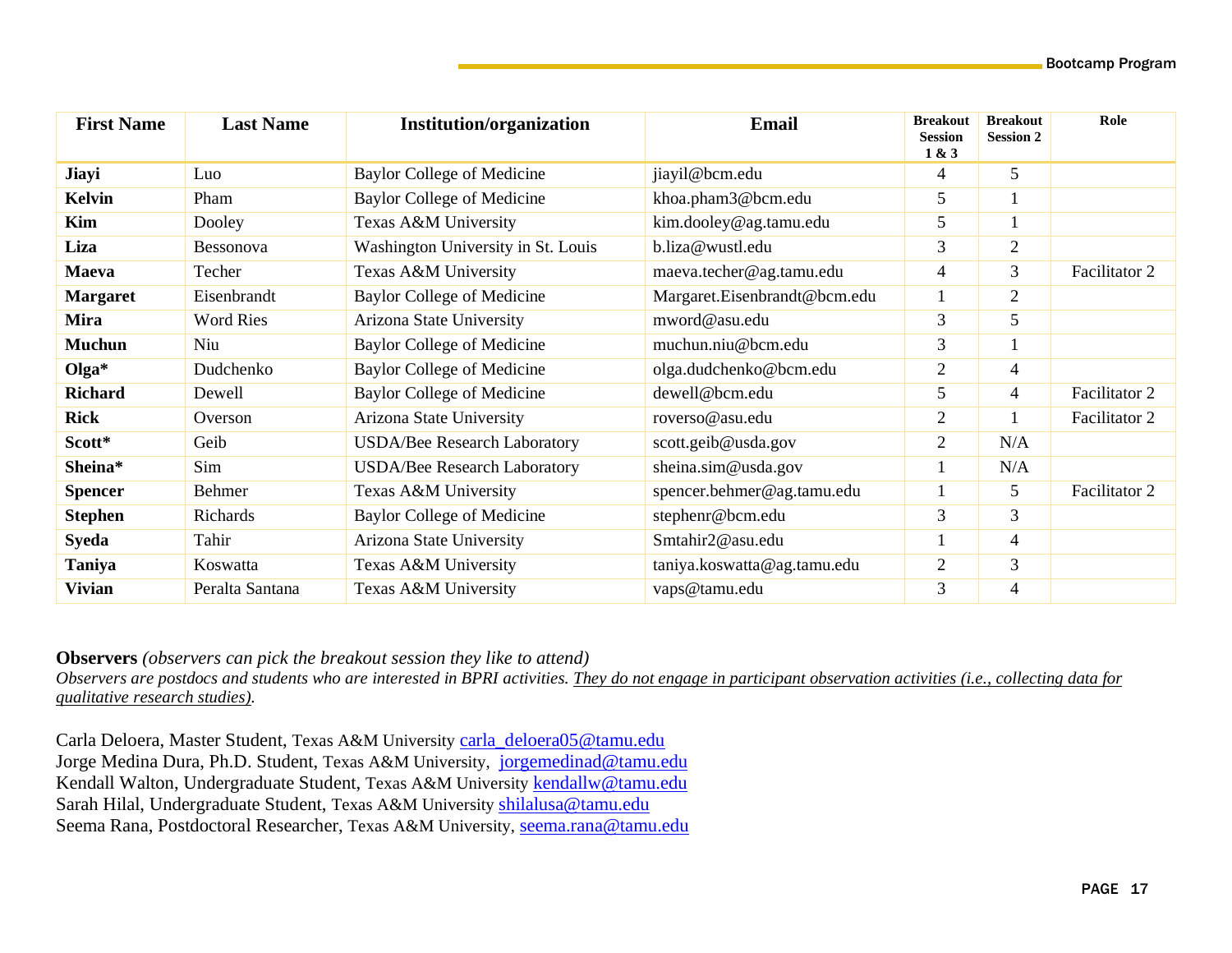| First Name | Last Name | Institution/organization | Email | Breakout Session 1 & 3 | Breakout Session 2 | Role |
|---|---|---|---|---|---|---|
| **Jiayi** | Luo | Baylor College of Medicine | jiayil@bcm.edu | 4 | 5 | |
| **Kelvin** | Pham | Baylor College of Medicine | khoa.pham3@bcm.edu | 5 | 1 | |
| **Kim** | Dooley | Texas A&M University | kim.dooley@ag.tamu.edu | 5 | 1 | |
| **Liza** | Bessonova | Washington University in St. Louis | b.liza@wustl.edu | 3 | 2 | |
| **Maeva** | Techer | Texas A&M University | maeva.techer@ag.tamu.edu | 4 | 3 | Facilitator 2 |
| **Margaret** | Eisenbrandt | Baylor College of Medicine | Margaret.Eisenbrandt@bcm.edu | 1 | 2 | |
| **Mira** | Word Ries | Arizona State University | mword@asu.edu | 3 | 5 | |
| **Muchun** | Niu | Baylor College of Medicine | muchun.niu@bcm.edu | 3 | 1 | |
| **Olga*** | Dudchenko | Baylor College of Medicine | olga.dudchenko@bcm.edu | 2 | 4 | |
| **Richard** | Dewell | Baylor College of Medicine | dewell@bcm.edu | 5 | 4 | Facilitator 2 |
| **Rick** | Overson | Arizona State University | roverso@asu.edu | 2 | 1 | Facilitator 2 |
| **Scott*** | Geib | USDA/Bee Research Laboratory | scott.geib@usda.gov | 2 | N/A | |
| **Sheina*** | Sim | USDA/Bee Research Laboratory | sheina.sim@usda.gov | 1 | N/A | |
| **Spencer** | Behmer | Texas A&M University | spencer.behmer@ag.tamu.edu | 1 | 5 | Facilitator 2 |
| **Stephen** | Richards | Baylor College of Medicine | stephenr@bcm.edu | 3 | 3 | |
| **Syeda** | Tahir | Arizona State University | Smtahir2@asu.edu | 1 | 4 | |
| **Taniya** | Koswatta | Texas A&M University | taniya.koswatta@ag.tamu.edu | 2 | 3 | |
| **Vivian** | Peralta Santana | Texas A&M University | vaps@tamu.edu | 3 | 4 | |

**Observers** *(observers can pick the breakout session they like to attend)*
*Observers are postdocs and students who are interested in BPRI activities. They do not engage in participant observation activities (i.e., collecting data for qualitative research studies).*

Carla Deloera, Master Student, Texas A&M University carla_deloera05@tamu.edu
Jorge Medina Dura, Ph.D. Student, Texas A&M University, jorgemedinad@tamu.edu
Kendall Walton, Undergraduate Student, Texas A&M University kendallw@tamu.edu
Sarah Hilal, Undergraduate Student, Texas A&M University shilalusa@tamu.edu
Seema Rana, Postdoctoral Researcher, Texas A&M University, seema.rana@tamu.edu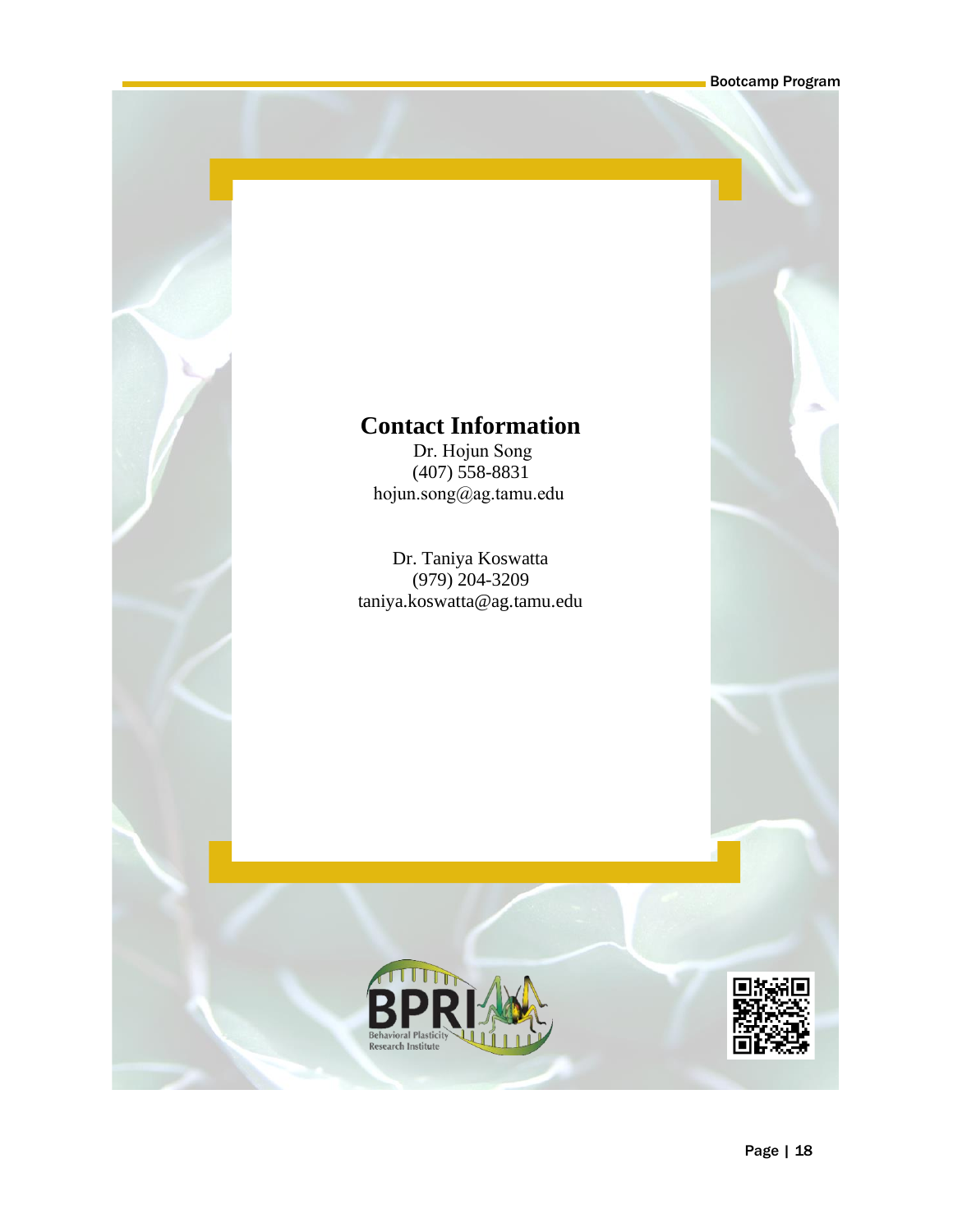## Contact Information

Dr. Hojun Song
(407) 558-8831
hojun.song@ag.tamu.edu

Dr. Taniya Koswatta
(979) 204-3209
taniya.koswatta@ag.tamu.edu

BPRI
Behavioral Plasticity Research Institute